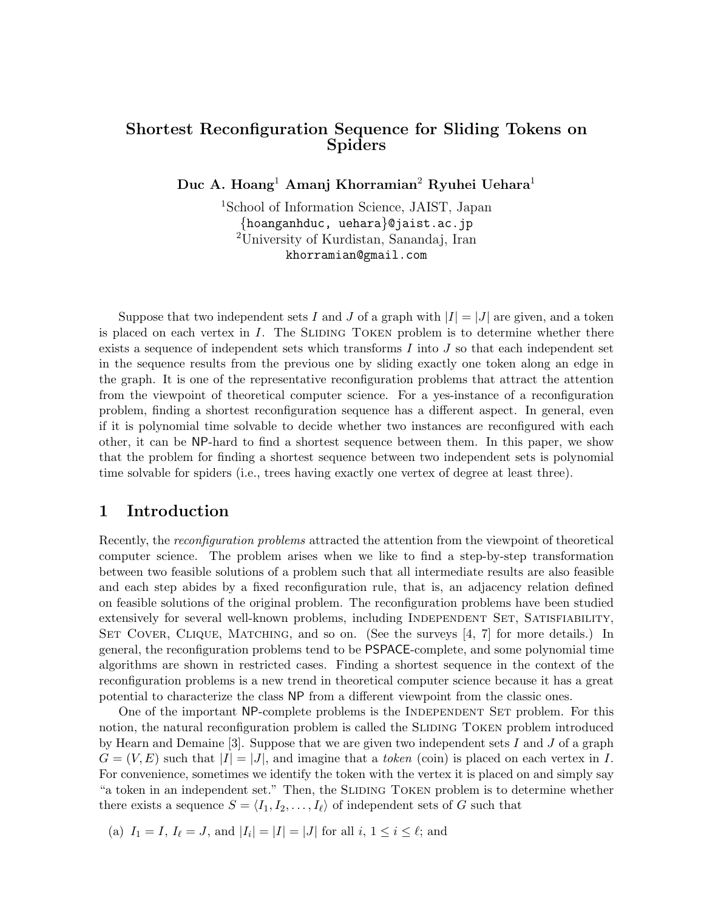# Shortest Reconfiguration Sequence for Sliding Tokens on Spiders

**Duc A. Hoang**[1] **Amanj Khorramian**[2] **Ryuhei Uehara**[1]

[1]School of Information Science, JAIST, Japan
{hoanganhduc, uehara}@jaist.ac.jp
[2]University of Kurdistan, Sanandaj, Iran
khorramian@gmail.com

Suppose that two independent sets $I$ and $J$ of a graph with $|I| = |J|$ are given, and a token is placed on each vertex in $I$. The Sliding Token problem is to determine whether there exists a sequence of independent sets which transforms $I$ into $J$ so that each independent set in the sequence results from the previous one by sliding exactly one token along an edge in the graph. It is one of the representative reconfiguration problems that attract the attention from the viewpoint of theoretical computer science. For a yes-instance of a reconfiguration problem, finding a shortest reconfiguration sequence has a different aspect. In general, even if it is polynomial time solvable to decide whether two instances are reconfigured with each other, it can be NP-hard to find a shortest sequence between them. In this paper, we show that the problem for finding a shortest sequence between two independent sets is polynomial time solvable for spiders (i.e., trees having exactly one vertex of degree at least three).

## 1 Introduction

Recently, the *reconfiguration problems* attracted the attention from the viewpoint of theoretical computer science. The problem arises when we like to find a step-by-step transformation between two feasible solutions of a problem such that all intermediate results are also feasible and each step abides by a fixed reconfiguration rule, that is, an adjacency relation defined on feasible solutions of the original problem. The reconfiguration problems have been studied extensively for several well-known problems, including Independent Set, Satisfiability, Set Cover, Clique, Matching, and so on. (See the surveys [4, 7] for more details.) In general, the reconfiguration problems tend to be PSPACE-complete, and some polynomial time algorithms are shown in restricted cases. Finding a shortest sequence in the context of the reconfiguration problems is a new trend in theoretical computer science because it has a great potential to characterize the class NP from a different viewpoint from the classic ones.

One of the important NP-complete problems is the Independent Set problem. For this notion, the natural reconfiguration problem is called the Sliding Token problem introduced by Hearn and Demaine [3]. Suppose that we are given two independent sets $I$ and $J$ of a graph $G = (V, E)$ such that $|I| = |J|$, and imagine that a *token* (coin) is placed on each vertex in $I$. For convenience, sometimes we identify the token with the vertex it is placed on and simply say "a token in an independent set." Then, the Sliding Token problem is to determine whether there exists a sequence $S = \langle I_1, I_2, \ldots, I_\ell \rangle$ of independent sets of $G$ such that

(a) $I_1 = I$, $I_\ell = J$, and $|I_i| = |I| = |J|$ for all $i$, $1 \leq i \leq \ell$; and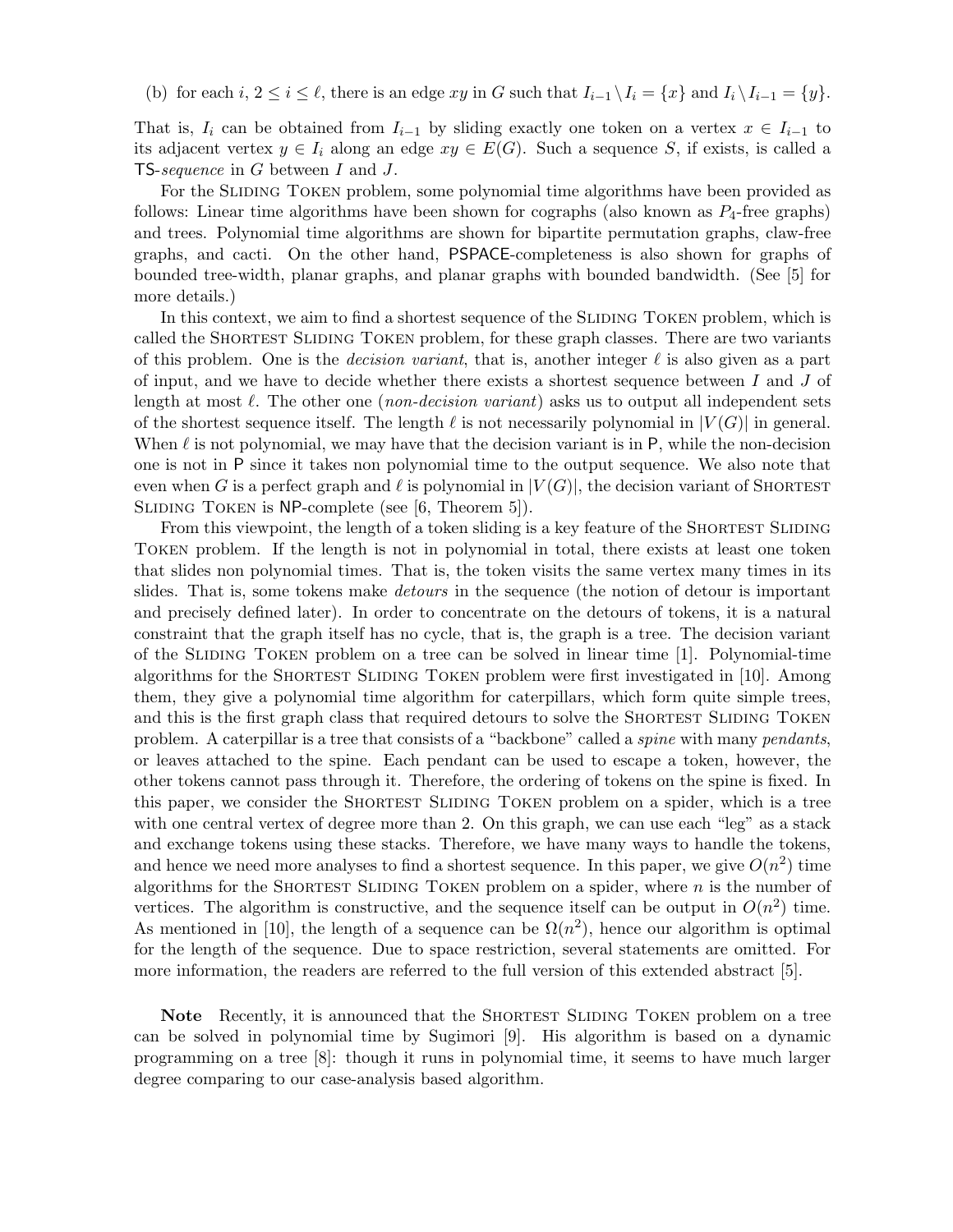(b) for each $i$, $2 \leq i \leq \ell$, there is an edge $xy$ in $G$ such that $I_{i-1} \setminus I_i = \{x\}$ and $I_i \setminus I_{i-1} = \{y\}$.

That is, $I_i$ can be obtained from $I_{i-1}$ by sliding exactly one token on a vertex $x \in I_{i-1}$ to its adjacent vertex $y \in I_i$ along an edge $xy \in E(G)$. Such a sequence $S$, if exists, is called a $\mathsf{TS}$-*sequence* in $G$ between $I$ and $J$.

For the Sliding Token problem, some polynomial time algorithms have been provided as follows: Linear time algorithms have been shown for cographs (also known as $P_4$-free graphs) and trees. Polynomial time algorithms are shown for bipartite permutation graphs, claw-free graphs, and cacti. On the other hand, $\mathsf{PSPACE}$-completeness is also shown for graphs of bounded tree-width, planar graphs, and planar graphs with bounded bandwidth. (See [5] for more details.)

In this context, we aim to find a shortest sequence of the Sliding Token problem, which is called the Shortest Sliding Token problem, for these graph classes. There are two variants of this problem. One is the *decision variant*, that is, another integer $\ell$ is also given as a part of input, and we have to decide whether there exists a shortest sequence between $I$ and $J$ of length at most $\ell$. The other one (*non-decision variant*) asks us to output all independent sets of the shortest sequence itself. The length $\ell$ is not necessarily polynomial in $|V(G)|$ in general. When $\ell$ is not polynomial, we may have that the decision variant is in $\mathsf{P}$, while the non-decision one is not in $\mathsf{P}$ since it takes non polynomial time to the output sequence. We also note that even when $G$ is a perfect graph and $\ell$ is polynomial in $|V(G)|$, the decision variant of Shortest Sliding Token is $\mathsf{NP}$-complete (see [6, Theorem 5]).

From this viewpoint, the length of a token sliding is a key feature of the Shortest Sliding Token problem. If the length is not in polynomial in total, there exists at least one token that slides non polynomial times. That is, the token visits the same vertex many times in its slides. That is, some tokens make *detours* in the sequence (the notion of detour is important and precisely defined later). In order to concentrate on the detours of tokens, it is a natural constraint that the graph itself has no cycle, that is, the graph is a tree. The decision variant of the Sliding Token problem on a tree can be solved in linear time [1]. Polynomial-time algorithms for the Shortest Sliding Token problem were first investigated in [10]. Among them, they give a polynomial time algorithm for caterpillars, which form quite simple trees, and this is the first graph class that required detours to solve the Shortest Sliding Token problem. A caterpillar is a tree that consists of a "backbone" called a *spine* with many *pendants*, or leaves attached to the spine. Each pendant can be used to escape a token, however, the other tokens cannot pass through it. Therefore, the ordering of tokens on the spine is fixed. In this paper, we consider the Shortest Sliding Token problem on a spider, which is a tree with one central vertex of degree more than 2. On this graph, we can use each "leg" as a stack and exchange tokens using these stacks. Therefore, we have many ways to handle the tokens, and hence we need more analyses to find a shortest sequence. In this paper, we give $O(n^2)$ time algorithms for the Shortest Sliding Token problem on a spider, where $n$ is the number of vertices. The algorithm is constructive, and the sequence itself can be output in $O(n^2)$ time. As mentioned in [10], the length of a sequence can be $\Omega(n^2)$, hence our algorithm is optimal for the length of the sequence. Due to space restriction, several statements are omitted. For more information, the readers are referred to the full version of this extended abstract [5].

**Note** Recently, it is announced that the Shortest Sliding Token problem on a tree can be solved in polynomial time by Sugimori [9]. His algorithm is based on a dynamic programming on a tree [8]: though it runs in polynomial time, it seems to have much larger degree comparing to our case-analysis based algorithm.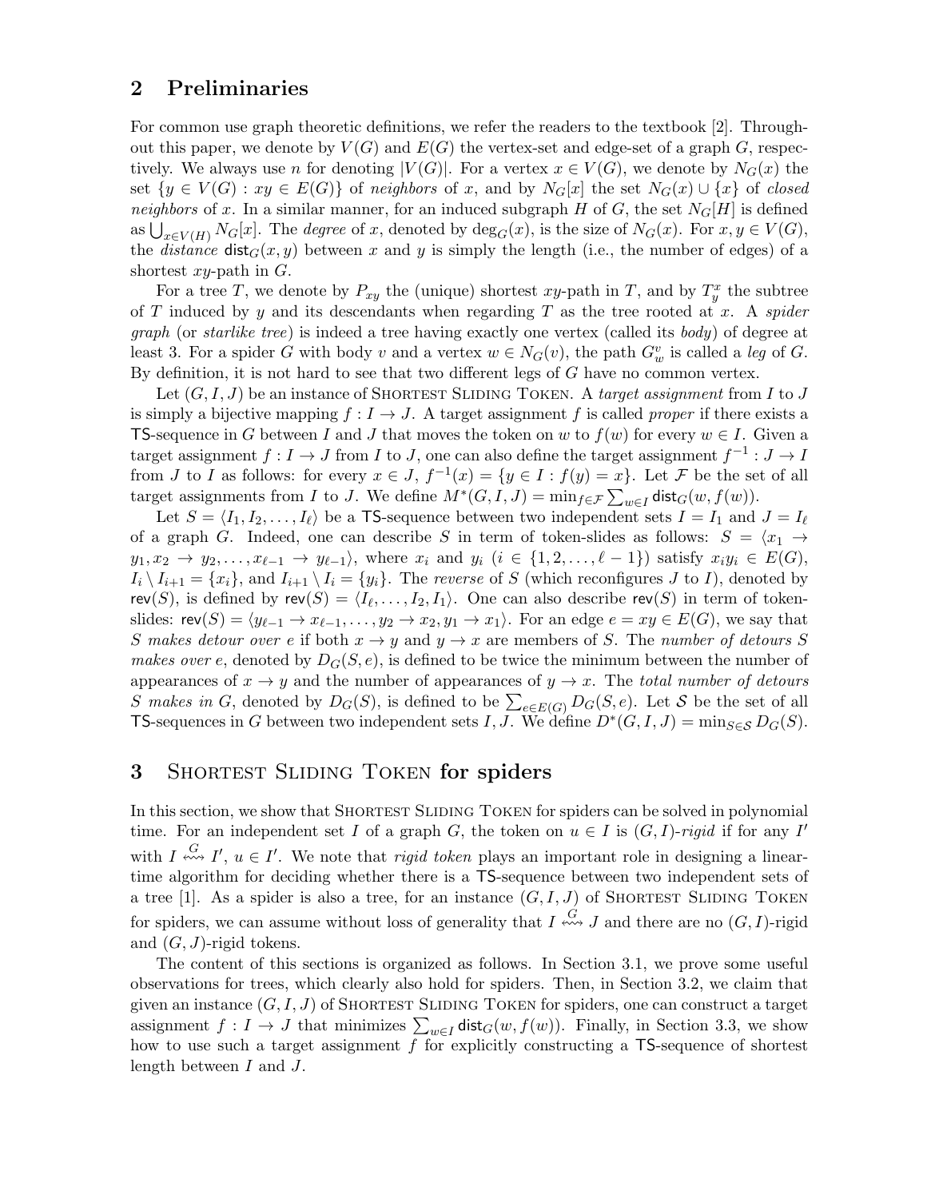## 2 Preliminaries

For common use graph theoretic definitions, we refer the readers to the textbook [2]. Throughout this paper, we denote by $V(G)$ and $E(G)$ the vertex-set and edge-set of a graph $G$, respectively. We always use $n$ for denoting $|V(G)|$. For a vertex $x \in V(G)$, we denote by $N_G(x)$ the set $\{y \in V(G) : xy \in E(G)\}$ of *neighbors* of $x$, and by $N_G[x]$ the set $N_G(x) \cup \{x\}$ of *closed neighbors* of $x$. In a similar manner, for an induced subgraph $H$ of $G$, the set $N_G[H]$ is defined as $\bigcup_{x \in V(H)} N_G[x]$. The *degree* of $x$, denoted by $\deg_G(x)$, is the size of $N_G(x)$. For $x, y \in V(G)$, the *distance* $\mathsf{dist}_G(x, y)$ between $x$ and $y$ is simply the length (i.e., the number of edges) of a shortest $xy$-path in $G$.

For a tree $T$, we denote by $P_{xy}$ the (unique) shortest $xy$-path in $T$, and by $T^x_y$ the subtree of $T$ induced by $y$ and its descendants when regarding $T$ as the tree rooted at $x$. A *spider graph* (or *starlike tree*) is indeed a tree having exactly one vertex (called its *body*) of degree at least 3. For a spider $G$ with body $v$ and a vertex $w \in N_G(v)$, the path $G^v_w$ is called a *leg* of $G$. By definition, it is not hard to see that two different legs of $G$ have no common vertex.

Let $(G, I, J)$ be an instance of Shortest Sliding Token. A *target assignment* from $I$ to $J$ is simply a bijective mapping $f : I \to J$. A target assignment $f$ is called *proper* if there exists a $\mathsf{TS}$-sequence in $G$ between $I$ and $J$ that moves the token on $w$ to $f(w)$ for every $w \in I$. Given a target assignment $f : I \to J$ from $I$ to $J$, one can also define the target assignment $f^{-1} : J \to I$ from $J$ to $I$ as follows: for every $x \in J$, $f^{-1}(x) = \{y \in I : f(y) = x\}$. Let $\mathcal{F}$ be the set of all target assignments from $I$ to $J$. We define $M^*(G, I, J) = \min_{f \in \mathcal{F}} \sum_{w \in I} \mathsf{dist}_G(w, f(w))$.

Let $S = \langle I_1, I_2, \dots, I_\ell \rangle$ be a $\mathsf{TS}$-sequence between two independent sets $I = I_1$ and $J = I_\ell$ of a graph $G$. Indeed, one can describe $S$ in term of token-slides as follows: $S = \langle x_1 \to y_1, x_2 \to y_2, \dots, x_{\ell-1} \to y_{\ell-1} \rangle$, where $x_i$ and $y_i$ ($i \in \{1, 2, \dots, \ell - 1\}$) satisfy $x_i y_i \in E(G)$, $I_i \setminus I_{i+1} = \{x_i\}$, and $I_{i+1} \setminus I_i = \{y_i\}$. The *reverse* of $S$ (which reconfigures $J$ to $I$), denoted by $\mathsf{rev}(S)$, is defined by $\mathsf{rev}(S) = \langle I_\ell, \dots, I_2, I_1 \rangle$. One can also describe $\mathsf{rev}(S)$ in term of token-slides: $\mathsf{rev}(S) = \langle y_{\ell-1} \to x_{\ell-1}, \dots, y_2 \to x_2, y_1 \to x_1 \rangle$. For an edge $e = xy \in E(G)$, we say that *$S$ makes detour over $e$* if both $x \to y$ and $y \to x$ are members of $S$. The *number of detours $S$ makes over $e$*, denoted by $D_G(S, e)$, is defined to be twice the minimum between the number of appearances of $x \to y$ and the number of appearances of $y \to x$. The *total number of detours $S$ makes in $G$*, denoted by $D_G(S)$, is defined to be $\sum_{e \in E(G)} D_G(S, e)$. Let $\mathcal{S}$ be the set of all $\mathsf{TS}$-sequences in $G$ between two independent sets $I, J$. We define $D^*(G, I, J) = \min_{S \in \mathcal{S}} D_G(S)$.

## 3 Shortest Sliding Token for spiders

In this section, we show that Shortest Sliding Token for spiders can be solved in polynomial time. For an independent set $I$ of a graph $G$, the token on $u \in I$ is *$(G, I)$-rigid* if for any $I'$ with $I \overset{G}{\leftrightsquigarrow} I'$, $u \in I'$. We note that *rigid token* plays an important role in designing a linear-time algorithm for deciding whether there is a $\mathsf{TS}$-sequence between two independent sets of a tree [1]. As a spider is also a tree, for an instance $(G, I, J)$ of Shortest Sliding Token for spiders, we can assume without loss of generality that $I \overset{G}{\leftrightsquigarrow} J$ and there are no $(G, I)$-rigid and $(G, J)$-rigid tokens.

The content of this sections is organized as follows. In Section 3.1, we prove some useful observations for trees, which clearly also hold for spiders. Then, in Section 3.2, we claim that given an instance $(G, I, J)$ of Shortest Sliding Token for spiders, one can construct a target assignment $f : I \to J$ that minimizes $\sum_{w \in I} \mathsf{dist}_G(w, f(w))$. Finally, in Section 3.3, we show how to use such a target assignment $f$ for explicitly constructing a $\mathsf{TS}$-sequence of shortest length between $I$ and $J$.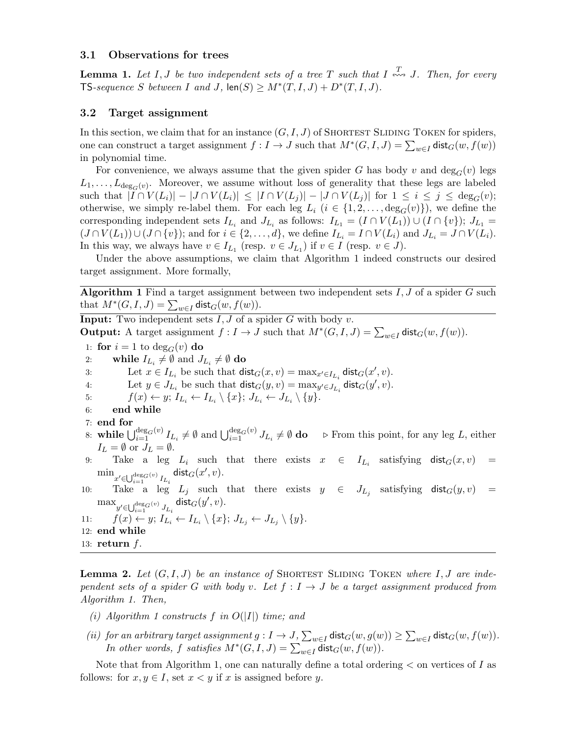### 3.1 Observations for trees

**Lemma 1.** *Let $I, J$ be two independent sets of a tree $T$ such that $I \overset{T}{\leftrightsquigarrow} J$. Then, for every* $\mathsf{TS}$*-sequence $S$ between $I$ and $J$,* $\mathsf{len}(S) \geq M^*(T, I, J) + D^*(T, I, J)$.

### 3.2 Target assignment

In this section, we claim that for an instance $(G, I, J)$ of Shortest Sliding Token for spiders, one can construct a target assignment $f : I \to J$ such that $M^*(G, I, J) = \sum_{w \in I} \mathsf{dist}_G(w, f(w))$ in polynomial time.

For convenience, we always assume that the given spider $G$ has body $v$ and $\deg_G(v)$ legs $L_1, \dots, L_{\deg_G(v)}$. Moreover, we assume without loss of generality that these legs are labeled such that $|I \cap V(L_i)| - |J \cap V(L_i)| \leq |I \cap V(L_j)| - |J \cap V(L_j)|$ for $1 \leq i \leq j \leq \deg_G(v)$; otherwise, we simply re-label them. For each leg $L_i$ ($i \in \{1, 2, \dots, \deg_G(v)\}$), we define the corresponding independent sets $I_{L_i}$ and $J_{L_i}$ as follows: $I_{L_1} = (I \cap V(L_1)) \cup (I \cap \{v\})$; $J_{L_1} = (J \cap V(L_1)) \cup (J \cap \{v\})$; and for $i \in \{2, \dots, d\}$, we define $I_{L_i} = I \cap V(L_i)$ and $J_{L_i} = J \cap V(L_i)$. In this way, we always have $v \in I_{L_1}$ (resp. $v \in J_{L_1}$) if $v \in I$ (resp. $v \in J$).

Under the above assumptions, we claim that Algorithm 1 indeed constructs our desired target assignment. More formally,

**Algorithm 1** Find a target assignment between two independent sets $I, J$ of a spider $G$ such that $M^*(G, I, J) = \sum_{w \in I} \mathsf{dist}_G(w, f(w))$.

**Input:** Two independent sets $I, J$ of a spider $G$ with body $v$.
**Output:** A target assignment $f : I \to J$ such that $M^*(G, I, J) = \sum_{w \in I} \mathsf{dist}_G(w, f(w))$.

1: **for** $i = 1$ to $\deg_G(v)$ **do**
2: &nbsp;&nbsp;&nbsp;&nbsp;**while** $I_{L_i} \neq \emptyset$ and $J_{L_i} \neq \emptyset$ **do**
3: &nbsp;&nbsp;&nbsp;&nbsp;&nbsp;&nbsp;&nbsp;&nbsp;Let $x \in I_{L_i}$ be such that $\mathsf{dist}_G(x, v) = \max_{x' \in I_{L_i}} \mathsf{dist}_G(x', v)$.
4: &nbsp;&nbsp;&nbsp;&nbsp;&nbsp;&nbsp;&nbsp;&nbsp;Let $y \in J_{L_i}$ be such that $\mathsf{dist}_G(y, v) = \max_{y' \in J_{L_i}} \mathsf{dist}_G(y', v)$.
5: &nbsp;&nbsp;&nbsp;&nbsp;&nbsp;&nbsp;&nbsp;&nbsp;$f(x) \leftarrow y$; $I_{L_i} \leftarrow I_{L_i} \setminus \{x\}$; $J_{L_i} \leftarrow J_{L_i} \setminus \{y\}$.
6: &nbsp;&nbsp;&nbsp;&nbsp;**end while**
7: **end for**
8: **while** $\bigcup_{i=1}^{\deg_G(v)} I_{L_i} \neq \emptyset$ and $\bigcup_{i=1}^{\deg_G(v)} J_{L_i} \neq \emptyset$ **do** &nbsp;&nbsp;&nbsp;&nbsp;▷ From this point, for any leg $L$, either $I_L = \emptyset$ or $J_L = \emptyset$.
9: &nbsp;&nbsp;&nbsp;&nbsp;Take a leg $L_i$ such that there exists $x \in I_{L_i}$ satisfying $\mathsf{dist}_G(x, v) = \min_{x' \in \bigcup_{i=1}^{\deg_G(v)} I_{L_i}} \mathsf{dist}_G(x', v)$.
10: &nbsp;&nbsp;&nbsp;&nbsp;Take a leg $L_j$ such that there exists $y \in J_{L_j}$ satisfying $\mathsf{dist}_G(y, v) = \max_{y' \in \bigcup_{i=1}^{\deg_G(v)} J_{L_i}} \mathsf{dist}_G(y', v)$.
11: &nbsp;&nbsp;&nbsp;&nbsp;$f(x) \leftarrow y$; $I_{L_i} \leftarrow I_{L_i} \setminus \{x\}$; $J_{L_j} \leftarrow J_{L_j} \setminus \{y\}$.
12: **end while**
13: **return** $f$.

**Lemma 2.** *Let $(G, I, J)$ be an instance of* Shortest Sliding Token *where $I, J$ are independent sets of a spider $G$ with body $v$. Let $f : I \to J$ be a target assignment produced from Algorithm 1. Then,*

*(i) Algorithm 1 constructs $f$ in $O(|I|)$ time; and*

*(ii) for an arbitrary target assignment $g : I \to J$, $\sum_{w \in I} \mathsf{dist}_G(w, g(w)) \geq \sum_{w \in I} \mathsf{dist}_G(w, f(w))$. In other words, $f$ satisfies $M^*(G, I, J) = \sum_{w \in I} \mathsf{dist}_G(w, f(w))$.*

Note that from Algorithm 1, one can naturally define a total ordering $<$ on vertices of $I$ as follows: for $x, y \in I$, set $x < y$ if $x$ is assigned before $y$.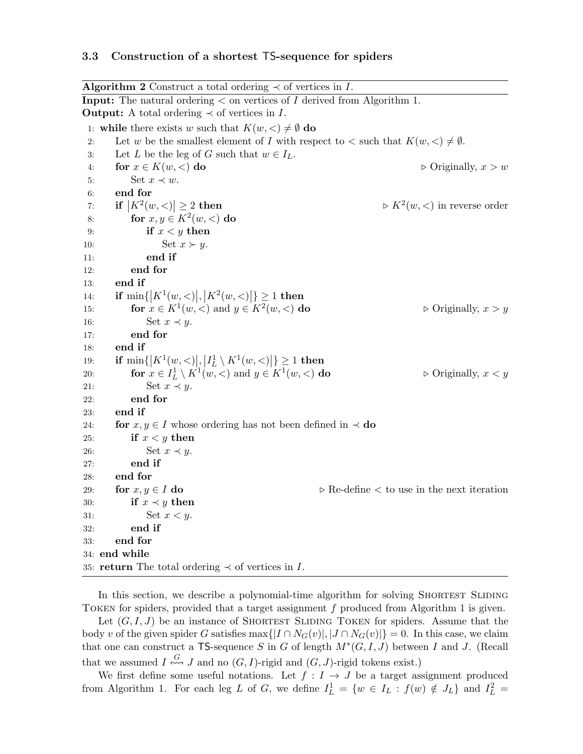### 3.3 Construction of a shortest TS-sequence for spiders

**Algorithm 2** Construct a total ordering $\prec$ of vertices in $I$.

**Input:** The natural ordering $<$ on vertices of $I$ derived from Algorithm 1.
**Output:** A total ordering $\prec$ of vertices in $I$.

```
 1: while there exists w such that K(w,<) ≠ ∅ do
 2:     Let w be the smallest element of I with respect to < such that K(w,<) ≠ ∅.
 3:     Let L be the leg of G such that w ∈ I_L.
 4:     for x ∈ K(w,<) do                                          ▷ Originally, x > w
 5:         Set x ≺ w.
 6:     end for
 7:     if |K^2(w,<)| ≥ 2 then                                     ▷ K^2(w,<) in reverse order
 8:         for x, y ∈ K^2(w,<) do
 9:             if x < y then
10:                 Set x ≻ y.
11:             end if
12:         end for
13:     end if
14:     if min{|K^1(w,<)|, |K^2(w,<)|} ≥ 1 then
15:         for x ∈ K^1(w,<) and y ∈ K^2(w,<) do                   ▷ Originally, x > y
16:             Set x ≺ y.
17:         end for
18:     end if
19:     if min{|K^1(w,<)|, |I^1_L \ K^1(w,<)|} ≥ 1 then
20:         for x ∈ I^1_L \ K^1(w,<) and y ∈ K^1(w,<) do           ▷ Originally, x < y
21:             Set x ≺ y.
22:         end for
23:     end if
24:     for x, y ∈ I whose ordering has not been defined in ≺ do
25:         if x < y then
26:             Set x ≺ y.
27:         end if
28:     end for
29:     for x, y ∈ I do                           ▷ Re-define < to use in the next iteration
30:         if x ≺ y then
31:             Set x < y.
32:         end if
33:     end for
34: end while
35: return The total ordering ≺ of vertices in I.
```

In this section, we describe a polynomial-time algorithm for solving Shortest Sliding Token for spiders, provided that a target assignment $f$ produced from Algorithm 1 is given.

Let $(G, I, J)$ be an instance of Shortest Sliding Token for spiders. Assume that the body $v$ of the given spider $G$ satisfies $\max\{|I \cap N_G(v)|, |J \cap N_G(v)|\} = 0$. In this case, we claim that one can construct a TS-sequence $S$ in $G$ of length $M^*(G, I, J)$ between $I$ and $J$. (Recall that we assumed $I \overset{G}{\leftrightsquigarrow} J$ and no $(G, I)$-rigid and $(G, J)$-rigid tokens exist.)

We first define some useful notations. Let $f : I \to J$ be a target assignment produced from Algorithm 1. For each leg $L$ of $G$, we define $I^1_L = \{w \in I_L : f(w) \notin J_L\}$ and $I^2_L =$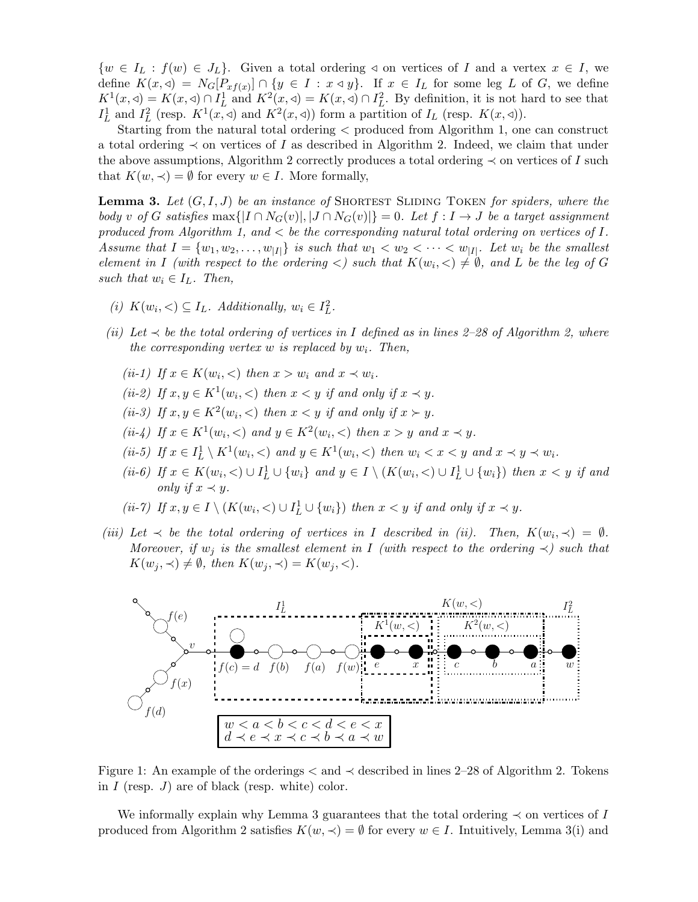$\{w \in I_L : f(w) \in J_L\}$. Given a total ordering $\lhd$ on vertices of $I$ and a vertex $x \in I$, we define $K(x, \lhd) = N_G[P_{xf(x)}] \cap \{y \in I : x \lhd y\}$. If $x \in I_L$ for some leg $L$ of $G$, we define $K^1(x, \lhd) = K(x, \lhd) \cap I_L^1$ and $K^2(x, \lhd) = K(x, \lhd) \cap I_L^2$. By definition, it is not hard to see that $I_L^1$ and $I_L^2$ (resp. $K^1(x, \lhd)$ and $K^2(x, \lhd)$) form a partition of $I_L$ (resp. $K(x, \lhd)$).

Starting from the natural total ordering $<$ produced from Algorithm 1, one can construct a total ordering $\prec$ on vertices of $I$ as described in Algorithm 2. Indeed, we claim that under the above assumptions, Algorithm 2 correctly produces a total ordering $\prec$ on vertices of $I$ such that $K(w, \prec) = \emptyset$ for every $w \in I$. More formally,

**Lemma 3.** *Let $(G, I, J)$ be an instance of* Shortest Sliding Token *for spiders, where the body $v$ of $G$ satisfies $\max\{|I \cap N_G(v)|, |J \cap N_G(v)|\} = 0$. Let $f : I \to J$ be a target assignment produced from Algorithm 1, and $<$ be the corresponding natural total ordering on vertices of $I$. Assume that $I = \{w_1, w_2, \dots, w_{|I|}\}$ is such that $w_1 < w_2 < \dots < w_{|I|}$. Let $w_i$ be the smallest element in $I$ (with respect to the ordering $<$) such that $K(w_i, <) \neq \emptyset$, and $L$ be the leg of $G$ such that $w_i \in I_L$. Then,*

*(i) $K(w_i, <) \subseteq I_L$. Additionally, $w_i \in I_L^2$.*

*(ii) Let $\prec$ be the total ordering of vertices in $I$ defined as in lines 2–28 of Algorithm 2, where the corresponding vertex $w$ is replaced by $w_i$. Then,*

- *(ii-1) If $x \in K(w_i, <)$ then $x > w_i$ and $x \prec w_i$.*
- *(ii-2) If $x, y \in K^1(w_i, <)$ then $x < y$ if and only if $x \prec y$.*
- *(ii-3) If $x, y \in K^2(w_i, <)$ then $x < y$ if and only if $x \succ y$.*
- *(ii-4) If $x \in K^1(w_i, <)$ and $y \in K^2(w_i, <)$ then $x > y$ and $x \prec y$.*
- *(ii-5) If $x \in I_L^1 \setminus K^1(w_i, <)$ and $y \in K^1(w_i, <)$ then $w_i < x < y$ and $x \prec y \prec w_i$.*
- *(ii-6) If $x \in K(w_i, <) \cup I_L^1 \cup \{w_i\}$ and $y \in I \setminus (K(w_i, <) \cup I_L^1 \cup \{w_i\})$ then $x < y$ if and only if $x \prec y$.*
- *(ii-7) If $x, y \in I \setminus (K(w_i, <) \cup I_L^1 \cup \{w_i\})$ then $x < y$ if and only if $x \prec y$.*

*(iii) Let $\prec$ be the total ordering of vertices in $I$ described in (ii). Then, $K(w_i, \prec) = \emptyset$. Moreover, if $w_j$ is the smallest element in $I$ (with respect to the ordering $\prec$) such that $K(w_j, \prec) \neq \emptyset$, then $K(w_j, \prec) = K(w_j, <)$.*

Figure 1: An example of the orderings $<$ and $\prec$ described in lines 2–28 of Algorithm 2. Tokens in $I$ (resp. $J$) are of black (resp. white) color.

We informally explain why Lemma 3 guarantees that the total ordering $\prec$ on vertices of $I$ produced from Algorithm 2 satisfies $K(w, \prec) = \emptyset$ for every $w \in I$. Intuitively, Lemma 3(i) and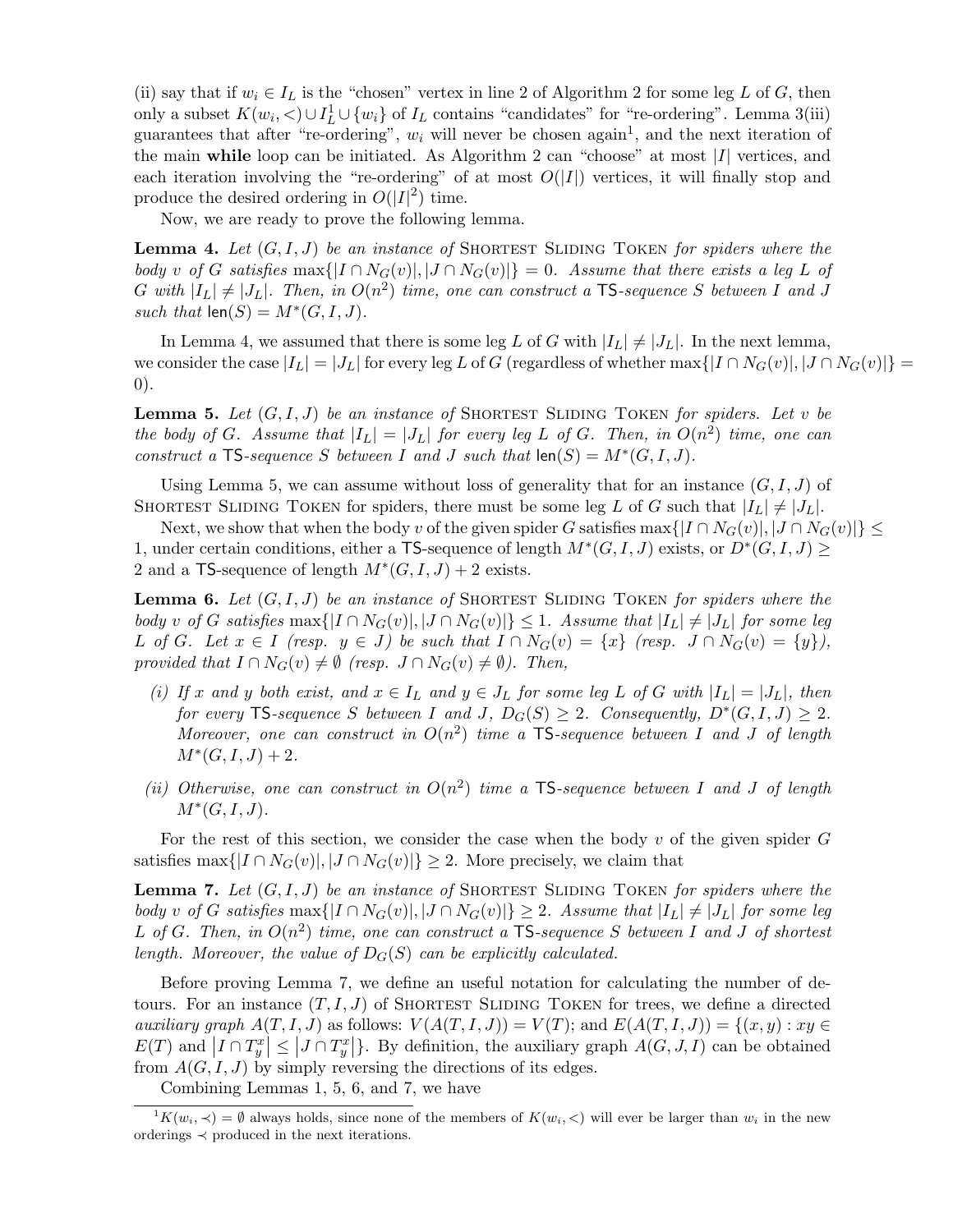(ii) say that if $w_i \in I_L$ is the "chosen" vertex in line 2 of Algorithm 2 for some leg $L$ of $G$, then only a subset $K(w_i, <) \cup I_L^1 \cup \{w_i\}$ of $I_L$ contains "candidates" for "re-ordering". Lemma 3(iii) guarantees that after "re-ordering", $w_i$ will never be chosen again[1], and the next iteration of the main **while** loop can be initiated. As Algorithm 2 can "choose" at most $|I|$ vertices, and each iteration involving the "re-ordering" of at most $O(|I|)$ vertices, it will finally stop and produce the desired ordering in $O(|I|^2)$ time.

Now, we are ready to prove the following lemma.

**Lemma 4.** *Let $(G, I, J)$ be an instance of* Shortest Sliding Token *for spiders where the body $v$ of $G$ satisfies $\max\{|I \cap N_G(v)|, |J \cap N_G(v)|\} = 0$. Assume that there exists a leg $L$ of $G$ with $|I_L| \neq |J_L|$. Then, in $O(n^2)$ time, one can construct a* $\mathsf{TS}$*-sequence $S$ between $I$ and $J$ such that $\mathsf{len}(S) = M^*(G, I, J)$.*

In Lemma 4, we assumed that there is some leg $L$ of $G$ with $|I_L| \neq |J_L|$. In the next lemma, we consider the case $|I_L| = |J_L|$ for every leg $L$ of $G$ (regardless of whether $\max\{|I \cap N_G(v)|, |J \cap N_G(v)|\} = 0$).

**Lemma 5.** *Let $(G, I, J)$ be an instance of* Shortest Sliding Token *for spiders. Let $v$ be the body of $G$. Assume that $|I_L| = |J_L|$ for every leg $L$ of $G$. Then, in $O(n^2)$ time, one can construct a* $\mathsf{TS}$*-sequence $S$ between $I$ and $J$ such that $\mathsf{len}(S) = M^*(G, I, J)$.*

Using Lemma 5, we can assume without loss of generality that for an instance $(G, I, J)$ of Shortest Sliding Token for spiders, there must be some leg $L$ of $G$ such that $|I_L| \neq |J_L|$.

Next, we show that when the body $v$ of the given spider $G$ satisfies $\max\{|I \cap N_G(v)|, |J \cap N_G(v)|\} \leq 1$, under certain conditions, either a $\mathsf{TS}$-sequence of length $M^*(G, I, J)$ exists, or $D^*(G, I, J) \geq 2$ and a $\mathsf{TS}$-sequence of length $M^*(G, I, J) + 2$ exists.

**Lemma 6.** *Let $(G, I, J)$ be an instance of* Shortest Sliding Token *for spiders where the body $v$ of $G$ satisfies $\max\{|I \cap N_G(v)|, |J \cap N_G(v)|\} \leq 1$. Assume that $|I_L| \neq |J_L|$ for some leg $L$ of $G$. Let $x \in I$ (resp. $y \in J$) be such that $I \cap N_G(v) = \{x\}$ (resp. $J \cap N_G(v) = \{y\}$), provided that $I \cap N_G(v) \neq \emptyset$ (resp. $J \cap N_G(v) \neq \emptyset$). Then,*

- *(i) If $x$ and $y$ both exist, and $x \in I_L$ and $y \in J_L$ for some leg $L$ of $G$ with $|I_L| = |J_L|$, then for every* $\mathsf{TS}$*-sequence $S$ between $I$ and $J$, $D_G(S) \geq 2$. Consequently, $D^*(G, I, J) \geq 2$. Moreover, one can construct in $O(n^2)$ time a* $\mathsf{TS}$*-sequence between $I$ and $J$ of length $M^*(G, I, J) + 2$.*
- *(ii) Otherwise, one can construct in $O(n^2)$ time a* $\mathsf{TS}$*-sequence between $I$ and $J$ of length $M^*(G, I, J)$.*

For the rest of this section, we consider the case when the body $v$ of the given spider $G$ satisfies $\max\{|I \cap N_G(v)|, |J \cap N_G(v)|\} \geq 2$. More precisely, we claim that

**Lemma 7.** *Let $(G, I, J)$ be an instance of* Shortest Sliding Token *for spiders where the body $v$ of $G$ satisfies $\max\{|I \cap N_G(v)|, |J \cap N_G(v)|\} \geq 2$. Assume that $|I_L| \neq |J_L|$ for some leg $L$ of $G$. Then, in $O(n^2)$ time, one can construct a* $\mathsf{TS}$*-sequence $S$ between $I$ and $J$ of shortest length. Moreover, the value of $D_G(S)$ can be explicitly calculated.*

Before proving Lemma 7, we define an useful notation for calculating the number of detours. For an instance $(T, I, J)$ of Shortest Sliding Token for trees, we define a directed *auxiliary graph* $A(T, I, J)$ as follows: $V(A(T, I, J)) = V(T)$; and $E(A(T, I, J)) = \{(x, y) : xy \in E(T) \text{ and } |I \cap T^x_y| \leq |J \cap T^x_y|\}$. By definition, the auxiliary graph $A(G, J, I)$ can be obtained from $A(G, I, J)$ by simply reversing the directions of its edges.

Combining Lemmas 1, 5, 6, and 7, we have

[1] $K(w_i, \prec) = \emptyset$ always holds, since none of the members of $K(w_i, <)$ will ever be larger than $w_i$ in the new orderings $\prec$ produced in the next iterations.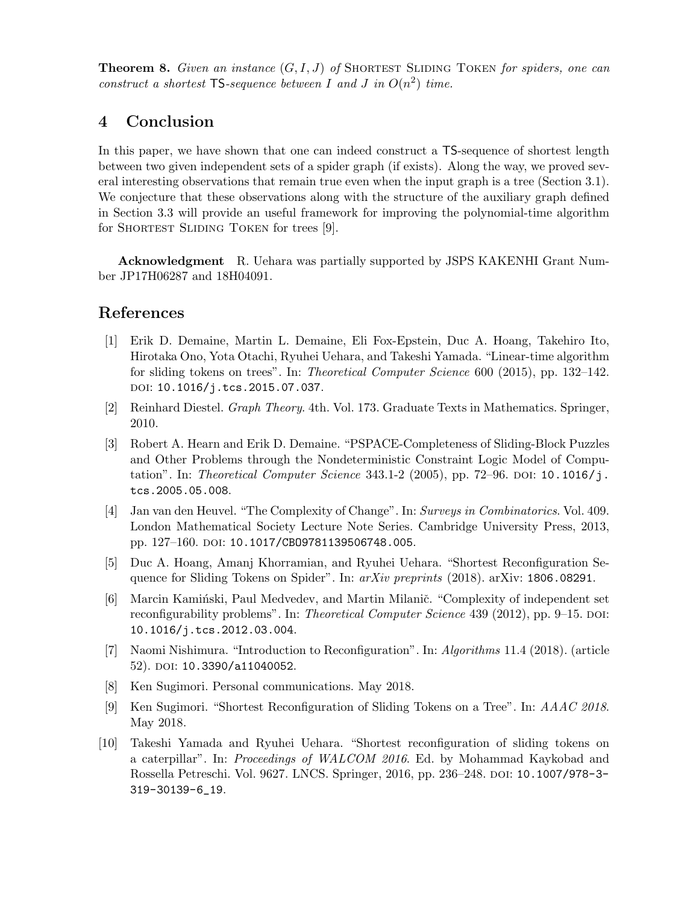**Theorem 8.** *Given an instance $(G, I, J)$ of* Shortest Sliding Token *for spiders, one can construct a shortest* TS*-sequence between $I$ and $J$ in $O(n^2)$ time.*

## 4 Conclusion

In this paper, we have shown that one can indeed construct a TS-sequence of shortest length between two given independent sets of a spider graph (if exists). Along the way, we proved several interesting observations that remain true even when the input graph is a tree (Section 3.1). We conjecture that these observations along with the structure of the auxiliary graph defined in Section 3.3 will provide an useful framework for improving the polynomial-time algorithm for Shortest Sliding Token for trees [9].

**Acknowledgment** R. Uehara was partially supported by JSPS KAKENHI Grant Number JP17H06287 and 18H04091.

## References

[1] Erik D. Demaine, Martin L. Demaine, Eli Fox-Epstein, Duc A. Hoang, Takehiro Ito, Hirotaka Ono, Yota Otachi, Ryuhei Uehara, and Takeshi Yamada. "Linear-time algorithm for sliding tokens on trees". In: *Theoretical Computer Science* 600 (2015), pp. 132–142. DOI: 10.1016/j.tcs.2015.07.037.

[2] Reinhard Diestel. *Graph Theory*. 4th. Vol. 173. Graduate Texts in Mathematics. Springer, 2010.

[3] Robert A. Hearn and Erik D. Demaine. "PSPACE-Completeness of Sliding-Block Puzzles and Other Problems through the Nondeterministic Constraint Logic Model of Computation". In: *Theoretical Computer Science* 343.1-2 (2005), pp. 72–96. DOI: 10.1016/j.tcs.2005.05.008.

[4] Jan van den Heuvel. "The Complexity of Change". In: *Surveys in Combinatorics*. Vol. 409. London Mathematical Society Lecture Note Series. Cambridge University Press, 2013, pp. 127–160. DOI: 10.1017/CBO9781139506748.005.

[5] Duc A. Hoang, Amanj Khorramian, and Ryuhei Uehara. "Shortest Reconfiguration Sequence for Sliding Tokens on Spider". In: *arXiv preprints* (2018). arXiv: 1806.08291.

[6] Marcin Kamiński, Paul Medvedev, and Martin Milanič. "Complexity of independent set reconfigurability problems". In: *Theoretical Computer Science* 439 (2012), pp. 9–15. DOI: 10.1016/j.tcs.2012.03.004.

[7] Naomi Nishimura. "Introduction to Reconfiguration". In: *Algorithms* 11.4 (2018). (article 52). DOI: 10.3390/a11040052.

[8] Ken Sugimori. Personal communications. May 2018.

[9] Ken Sugimori. "Shortest Reconfiguration of Sliding Tokens on a Tree". In: *AAAC 2018*. May 2018.

[10] Takeshi Yamada and Ryuhei Uehara. "Shortest reconfiguration of sliding tokens on a caterpillar". In: *Proceedings of WALCOM 2016*. Ed. by Mohammad Kaykobad and Rossella Petreschi. Vol. 9627. LNCS. Springer, 2016, pp. 236–248. DOI: 10.1007/978-3-319-30139-6_19.